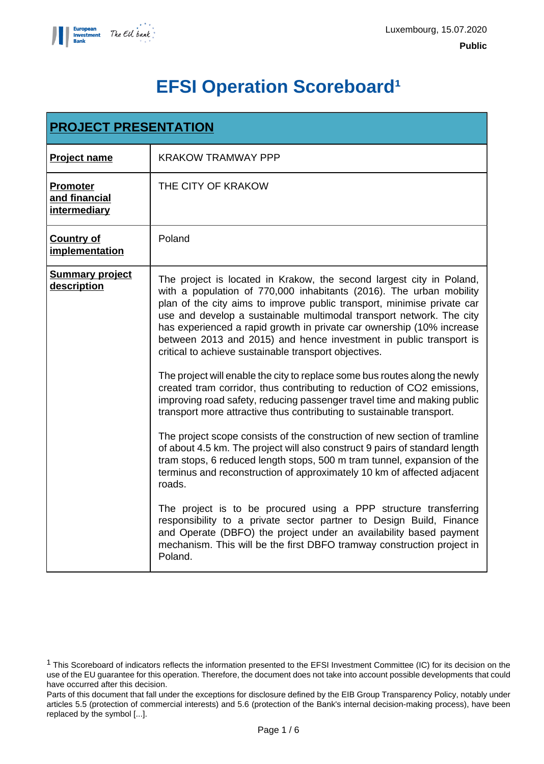Luxembourg, 15.07.2020

**Public**

# EFSI Operation Scoreboard[1]

| **PROJECT PRESENTATION** | |
|---|---|
| **Project name** | KRAKOW TRAMWAY PPP |
| **Promoter and financial intermediary** | THE CITY OF KRAKOW |
| **Country of implementation** | Poland |
| **Summary project description** | The project is located in Krakow, the second largest city in Poland, with a population of 770,000 inhabitants (2016). The urban mobility plan of the city aims to improve public transport, minimise private car use and develop a sustainable multimodal transport network. The city has experienced a rapid growth in private car ownership (10% increase between 2013 and 2015) and hence investment in public transport is critical to achieve sustainable transport objectives.<br><br>The project will enable the city to replace some bus routes along the newly created tram corridor, thus contributing to reduction of $CO_2$ emissions, improving road safety, reducing passenger travel time and making public transport more attractive thus contributing to sustainable transport.<br><br>The project scope consists of the construction of new section of tramline of about 4.5 km. The project will also construct 9 pairs of standard length tram stops, 6 reduced length stops, 500 m tram tunnel, expansion of the terminus and reconstruction of approximately 10 km of affected adjacent roads.<br><br>The project is to be procured using a PPP structure transferring responsibility to a private sector partner to Design Build, Finance and Operate (DBFO) the project under an availability based payment mechanism. This will be the first DBFO tramway construction project in Poland. |

[1] This Scoreboard of indicators reflects the information presented to the EFSI Investment Committee (IC) for its decision on the use of the EU guarantee for this operation. Therefore, the document does not take into account possible developments that could have occurred after this decision.
Parts of this document that fall under the exceptions for disclosure defined by the EIB Group Transparency Policy, notably under articles 5.5 (protection of commercial interests) and 5.6 (protection of the Bank's internal decision-making process), have been replaced by the symbol [...].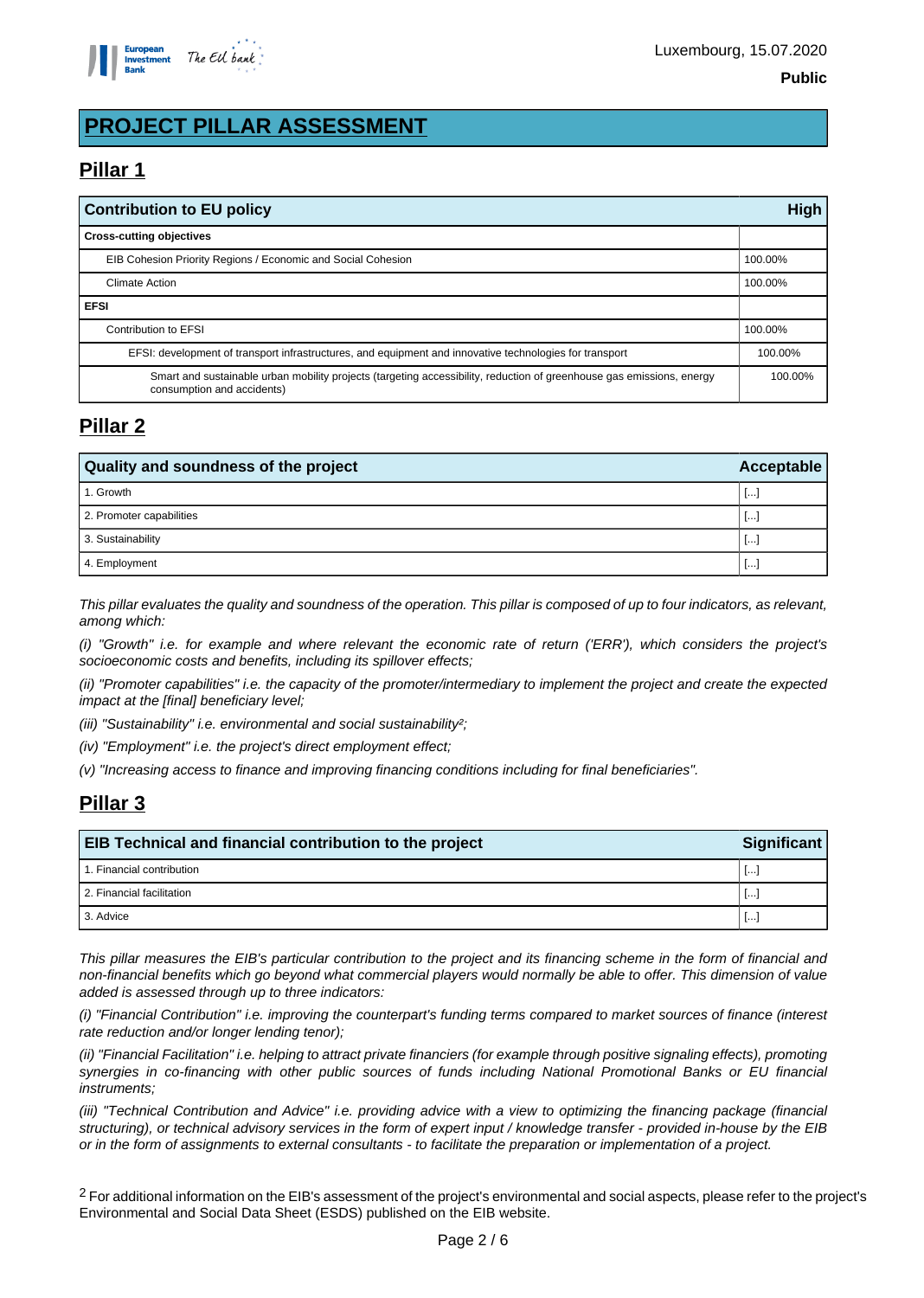# PROJECT PILLAR ASSESSMENT

## Pillar 1

| Contribution to EU policy | High |
|---|---|
| **Cross-cutting objectives** | |
| EIB Cohesion Priority Regions / Economic and Social Cohesion | 100.00% |
| Climate Action | 100.00% |
| **EFSI** | |
| Contribution to EFSI | 100.00% |
| EFSI: development of transport infrastructures, and equipment and innovative technologies for transport | 100.00% |
| Smart and sustainable urban mobility projects (targeting accessibility, reduction of greenhouse gas emissions, energy consumption and accidents) | 100.00% |

## Pillar 2

| Quality and soundness of the project | Acceptable |
|---|---|
| 1. Growth | [...] |
| 2. Promoter capabilities | [...] |
| 3. Sustainability | [...] |
| 4. Employment | [...] |

*This pillar evaluates the quality and soundness of the operation. This pillar is composed of up to four indicators, as relevant, among which:*

*(i) "Growth" i.e. for example and where relevant the economic rate of return ('ERR'), which considers the project's socioeconomic costs and benefits, including its spillover effects;*

*(ii) "Promoter capabilities" i.e. the capacity of the promoter/intermediary to implement the project and create the expected impact at the [final] beneficiary level;*

*(iii) "Sustainability" i.e. environmental and social sustainability[2];*

*(iv) "Employment" i.e. the project's direct employment effect;*

*(v) "Increasing access to finance and improving financing conditions including for final beneficiaries".*

## Pillar 3

| EIB Technical and financial contribution to the project | Significant |
|---|---|
| 1. Financial contribution | [...] |
| 2. Financial facilitation | [...] |
| 3. Advice | [...] |

*This pillar measures the EIB's particular contribution to the project and its financing scheme in the form of financial and non-financial benefits which go beyond what commercial players would normally be able to offer. This dimension of value added is assessed through up to three indicators:*

*(i) "Financial Contribution" i.e. improving the counterpart's funding terms compared to market sources of finance (interest rate reduction and/or longer lending tenor);*

*(ii) "Financial Facilitation" i.e. helping to attract private financiers (for example through positive signaling effects), promoting synergies in co-financing with other public sources of funds including National Promotional Banks or EU financial instruments;*

*(iii) "Technical Contribution and Advice" i.e. providing advice with a view to optimizing the financing package (financial structuring), or technical advisory services in the form of expert input / knowledge transfer - provided in-house by the EIB or in the form of assignments to external consultants - to facilitate the preparation or implementation of a project.*

[2] For additional information on the EIB's assessment of the project's environmental and social aspects, please refer to the project's Environmental and Social Data Sheet (ESDS) published on the EIB website.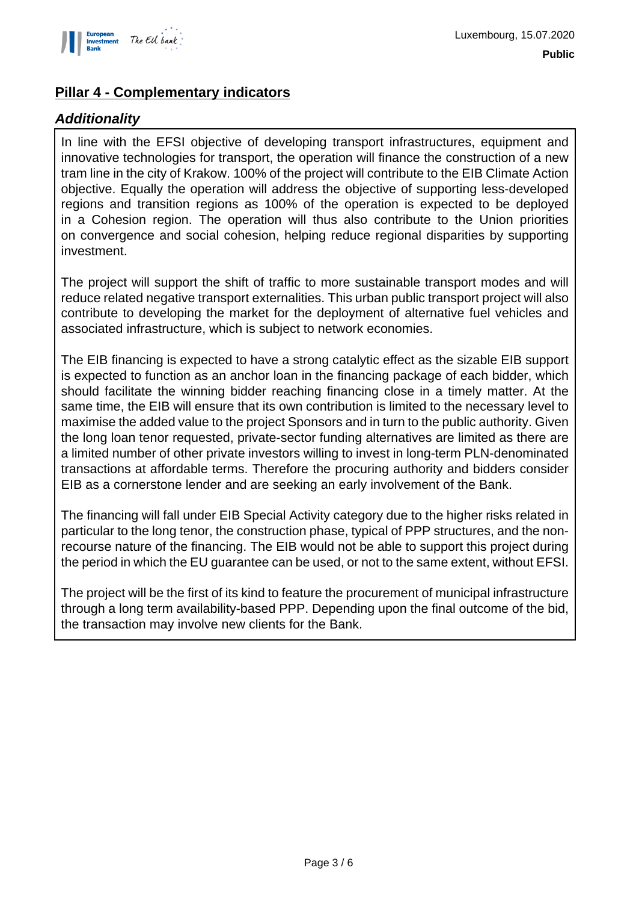## Pillar 4 - Complementary indicators

### *Additionality*

In line with the EFSI objective of developing transport infrastructures, equipment and innovative technologies for transport, the operation will finance the construction of a new tram line in the city of Krakow. 100% of the project will contribute to the EIB Climate Action objective. Equally the operation will address the objective of supporting less-developed regions and transition regions as 100% of the operation is expected to be deployed in a Cohesion region. The operation will thus also contribute to the Union priorities on convergence and social cohesion, helping reduce regional disparities by supporting investment.

The project will support the shift of traffic to more sustainable transport modes and will reduce related negative transport externalities. This urban public transport project will also contribute to developing the market for the deployment of alternative fuel vehicles and associated infrastructure, which is subject to network economies.

The EIB financing is expected to have a strong catalytic effect as the sizable EIB support is expected to function as an anchor loan in the financing package of each bidder, which should facilitate the winning bidder reaching financing close in a timely matter. At the same time, the EIB will ensure that its own contribution is limited to the necessary level to maximise the added value to the project Sponsors and in turn to the public authority. Given the long loan tenor requested, private-sector funding alternatives are limited as there are a limited number of other private investors willing to invest in long-term PLN-denominated transactions at affordable terms. Therefore the procuring authority and bidders consider EIB as a cornerstone lender and are seeking an early involvement of the Bank.

The financing will fall under EIB Special Activity category due to the higher risks related in particular to the long tenor, the construction phase, typical of PPP structures, and the non-recourse nature of the financing. The EIB would not be able to support this project during the period in which the EU guarantee can be used, or not to the same extent, without EFSI.

The project will be the first of its kind to feature the procurement of municipal infrastructure through a long term availability-based PPP. Depending upon the final outcome of the bid, the transaction may involve new clients for the Bank.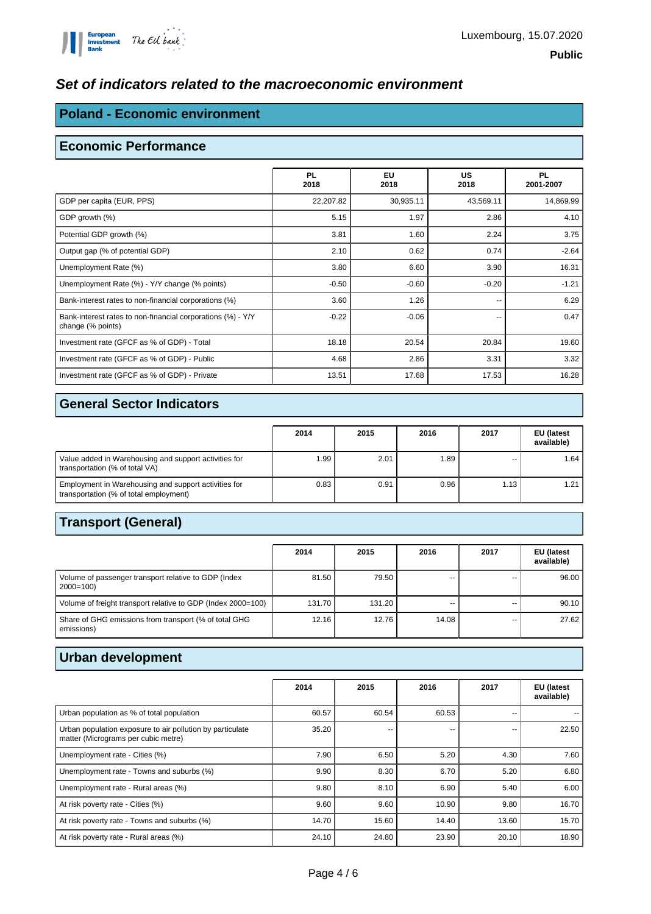Luxembourg, 15.07.2020

**Public**

## *Set of indicators related to the macroeconomic environment*

## Poland - Economic environment

### Economic Performance

| | PL 2018 | EU 2018 | US 2018 | PL 2001-2007 |
|---|---|---|---|---|
| GDP per capita (EUR, PPS) | 22,207.82 | 30,935.11 | 43,569.11 | 14,869.99 |
| GDP growth (%) | 5.15 | 1.97 | 2.86 | 4.10 |
| Potential GDP growth (%) | 3.81 | 1.60 | 2.24 | 3.75 |
| Output gap (% of potential GDP) | 2.10 | 0.62 | 0.74 | -2.64 |
| Unemployment Rate (%) | 3.80 | 6.60 | 3.90 | 16.31 |
| Unemployment Rate (%) - Y/Y change (% points) | -0.50 | -0.60 | -0.20 | -1.21 |
| Bank-interest rates to non-financial corporations (%) | 3.60 | 1.26 | -- | 6.29 |
| Bank-interest rates to non-financial corporations (%) - Y/Y change (% points) | -0.22 | -0.06 | -- | 0.47 |
| Investment rate (GFCF as % of GDP) - Total | 18.18 | 20.54 | 20.84 | 19.60 |
| Investment rate (GFCF as % of GDP) - Public | 4.68 | 2.86 | 3.31 | 3.32 |
| Investment rate (GFCF as % of GDP) - Private | 13.51 | 17.68 | 17.53 | 16.28 |

### General Sector Indicators

| | 2014 | 2015 | 2016 | 2017 | EU (latest available) |
|---|---|---|---|---|---|
| Value added in Warehousing and support activities for transportation (% of total VA) | 1.99 | 2.01 | 1.89 | -- | 1.64 |
| Employment in Warehousing and support activities for transportation (% of total employment) | 0.83 | 0.91 | 0.96 | 1.13 | 1.21 |

### Transport (General)

| | 2014 | 2015 | 2016 | 2017 | EU (latest available) |
|---|---|---|---|---|---|
| Volume of passenger transport relative to GDP (Index 2000=100) | 81.50 | 79.50 | -- | -- | 96.00 |
| Volume of freight transport relative to GDP (Index 2000=100) | 131.70 | 131.20 | -- | -- | 90.10 |
| Share of GHG emissions from transport (% of total GHG emissions) | 12.16 | 12.76 | 14.08 | -- | 27.62 |

### Urban development

| | 2014 | 2015 | 2016 | 2017 | EU (latest available) |
|---|---|---|---|---|---|
| Urban population as % of total population | 60.57 | 60.54 | 60.53 | -- | -- |
| Urban population exposure to air pollution by particulate matter (Micrograms per cubic metre) | 35.20 | -- | -- | -- | 22.50 |
| Unemployment rate - Cities (%) | 7.90 | 6.50 | 5.20 | 4.30 | 7.60 |
| Unemployment rate - Towns and suburbs (%) | 9.90 | 8.30 | 6.70 | 5.20 | 6.80 |
| Unemployment rate - Rural areas (%) | 9.80 | 8.10 | 6.90 | 5.40 | 6.00 |
| At risk poverty rate - Cities (%) | 9.60 | 9.60 | 10.90 | 9.80 | 16.70 |
| At risk poverty rate - Towns and suburbs (%) | 14.70 | 15.60 | 14.40 | 13.60 | 15.70 |
| At risk poverty rate - Rural areas (%) | 24.10 | 24.80 | 23.90 | 20.10 | 18.90 |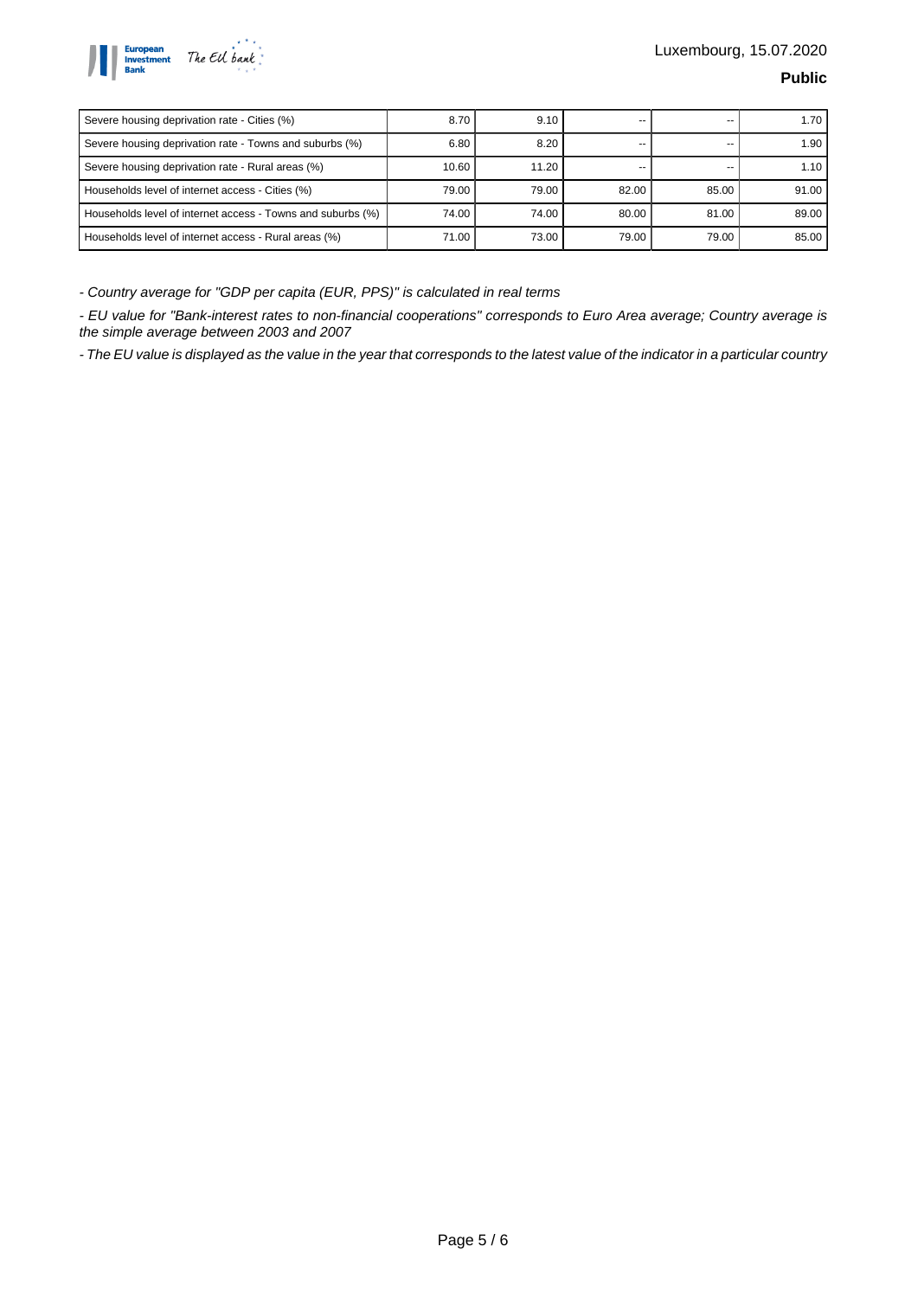| Severe housing deprivation rate - Cities (%) | 8.70 | 9.10 | -- | -- | 1.70 |
|---|---|---|---|---|---|
| Severe housing deprivation rate - Towns and suburbs (%) | 6.80 | 8.20 | -- | -- | 1.90 |
| Severe housing deprivation rate - Rural areas (%) | 10.60 | 11.20 | -- | -- | 1.10 |
| Households level of internet access - Cities (%) | 79.00 | 79.00 | 82.00 | 85.00 | 91.00 |
| Households level of internet access - Towns and suburbs (%) | 74.00 | 74.00 | 80.00 | 81.00 | 89.00 |
| Households level of internet access - Rural areas (%) | 71.00 | 73.00 | 79.00 | 79.00 | 85.00 |

*- Country average for "GDP per capita (EUR, PPS)" is calculated in real terms*

*- EU value for "Bank-interest rates to non-financial cooperations" corresponds to Euro Area average; Country average is the simple average between 2003 and 2007*

*- The EU value is displayed as the value in the year that corresponds to the latest value of the indicator in a particular country*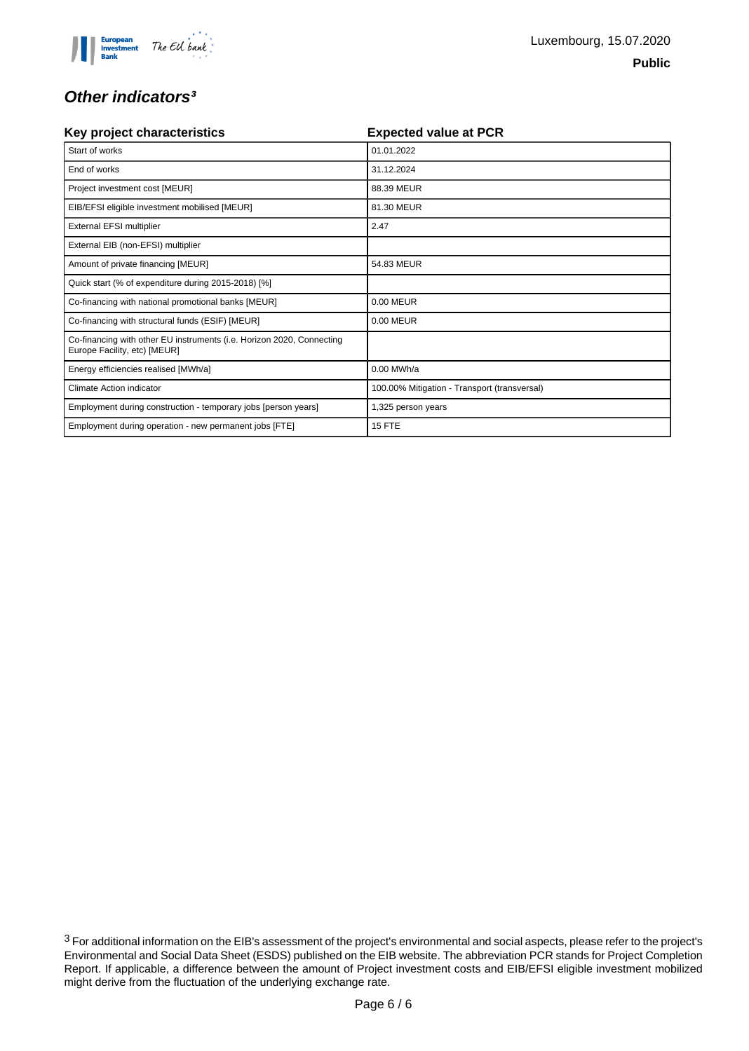Luxembourg, 15.07.2020

**Public**

## *Other indicators*[3]

| Key project characteristics | Expected value at PCR |
|---|---|
| Start of works | 01.01.2022 |
| End of works | 31.12.2024 |
| Project investment cost [MEUR] | 88.39 MEUR |
| EIB/EFSI eligible investment mobilised [MEUR] | 81.30 MEUR |
| External EFSI multiplier | 2.47 |
| External EIB (non-EFSI) multiplier | |
| Amount of private financing [MEUR] | 54.83 MEUR |
| Quick start (% of expenditure during 2015-2018) [%] | |
| Co-financing with national promotional banks [MEUR] | 0.00 MEUR |
| Co-financing with structural funds (ESIF) [MEUR] | 0.00 MEUR |
| Co-financing with other EU instruments (i.e. Horizon 2020, Connecting Europe Facility, etc) [MEUR] | |
| Energy efficiencies realised [MWh/a] | 0.00 MWh/a |
| Climate Action indicator | 100.00% Mitigation - Transport (transversal) |
| Employment during construction - temporary jobs [person years] | 1,325 person years |
| Employment during operation - new permanent jobs [FTE] | 15 FTE |

[3] For additional information on the EIB's assessment of the project's environmental and social aspects, please refer to the project's Environmental and Social Data Sheet (ESDS) published on the EIB website. The abbreviation PCR stands for Project Completion Report. If applicable, a difference between the amount of Project investment costs and EIB/EFSI eligible investment mobilized might derive from the fluctuation of the underlying exchange rate.